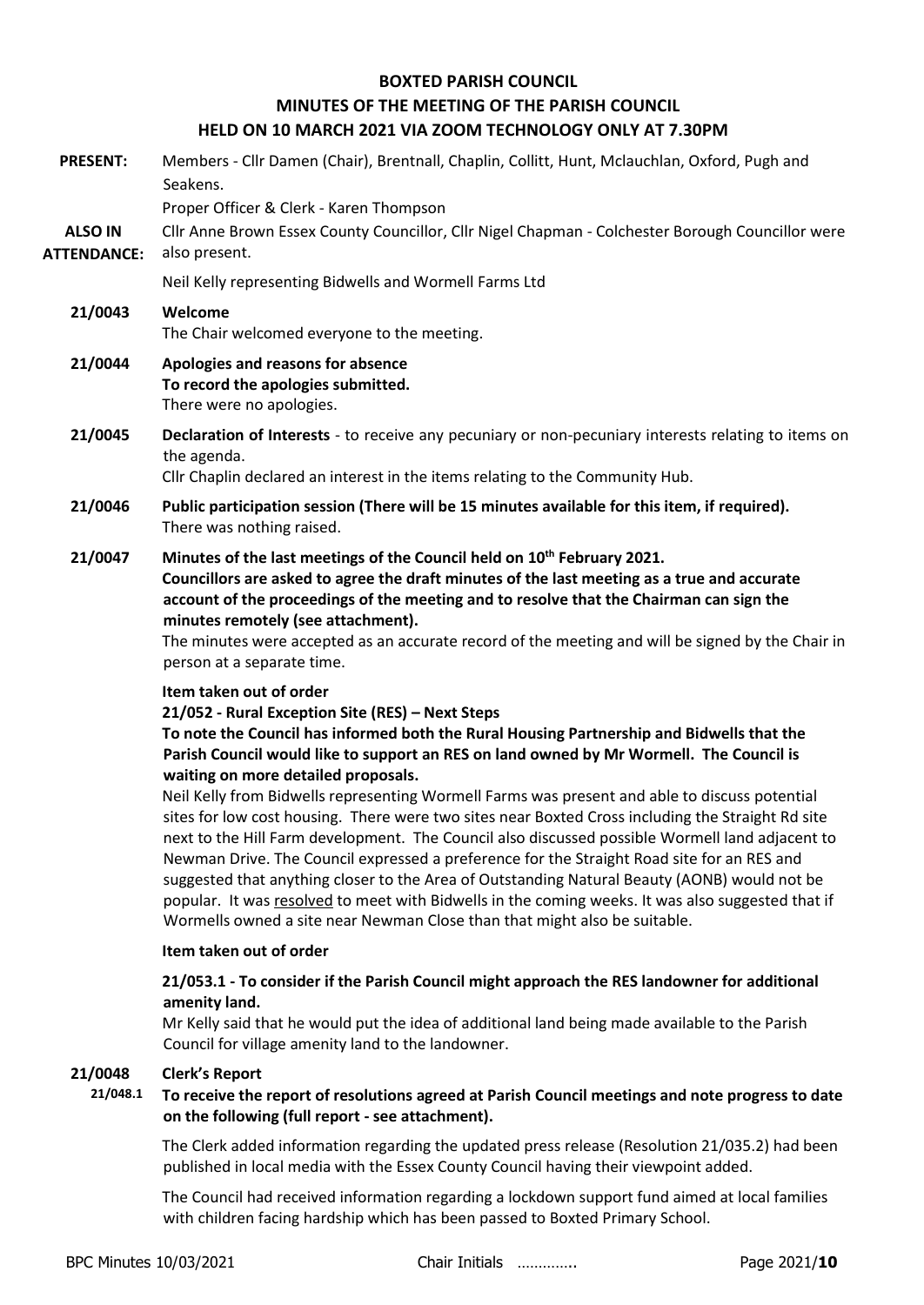# BOXTED PARISH COUNCIL

## MINUTES OF THE MEETING OF THE PARISH COUNCIL

## HELD ON 10 MARCH 2021 VIA ZOOM TECHNOLOGY ONLY AT 7.30PM

**PRESENT:** Members - Cllr Damen (Chair), Brentnall, Chaplin, Collitt, Hunt, Mclauchlan, Oxford, Pugh and Seakens.

Proper Officer & Clerk - Karen Thompson

**ALSO IN ATTENDANCE:** Cllr Anne Brown Essex County Councillor, Cllr Nigel Chapman - Colchester Borough Councillor were also present.

Neil Kelly representing Bidwells and Wormell Farms Ltd

**21/0043 Welcome**

The Chair welcomed everyone to the meeting.

**21/0044 Apologies and reasons for absence**

**To record the apologies submitted.**

There were no apologies.

**21/0045 Declaration of Interests** - to receive any pecuniary or non-pecuniary interests relating to items on the agenda.

Cllr Chaplin declared an interest in the items relating to the Community Hub.

**21/0046 Public participation session (There will be 15 minutes available for this item, if required).**

There was nothing raised.

**21/0047 Minutes of the last meetings of the Council held on 10th February 2021.**

**Councillors are asked to agree the draft minutes of the last meeting as a true and accurate account of the proceedings of the meeting and to resolve that the Chairman can sign the minutes remotely (see attachment).**

The minutes were accepted as an accurate record of the meeting and will be signed by the Chair in person at a separate time.

**Item taken out of order**

**21/052 - Rural Exception Site (RES) – Next Steps**

**To note the Council has informed both the Rural Housing Partnership and Bidwells that the Parish Council would like to support an RES on land owned by Mr Wormell. The Council is waiting on more detailed proposals.**

Neil Kelly from Bidwells representing Wormell Farms was present and able to discuss potential sites for low cost housing. There were two sites near Boxted Cross including the Straight Rd site next to the Hill Farm development. The Council also discussed possible Wormell land adjacent to Newman Drive. The Council expressed a preference for the Straight Road site for an RES and suggested that anything closer to the Area of Outstanding Natural Beauty (AONB) would not be popular. It was resolved to meet with Bidwells in the coming weeks. It was also suggested that if Wormells owned a site near Newman Close than that might also be suitable.

**Item taken out of order**

**21/053.1 - To consider if the Parish Council might approach the RES landowner for additional amenity land.**

Mr Kelly said that he would put the idea of additional land being made available to the Parish Council for village amenity land to the landowner.

**21/0048 Clerk's Report**

**21/048.1 To receive the report of resolutions agreed at Parish Council meetings and note progress to date on the following (full report - see attachment).**

The Clerk added information regarding the updated press release (Resolution 21/035.2) had been published in local media with the Essex County Council having their viewpoint added.

The Council had received information regarding a lockdown support fund aimed at local families with children facing hardship which has been passed to Boxted Primary School.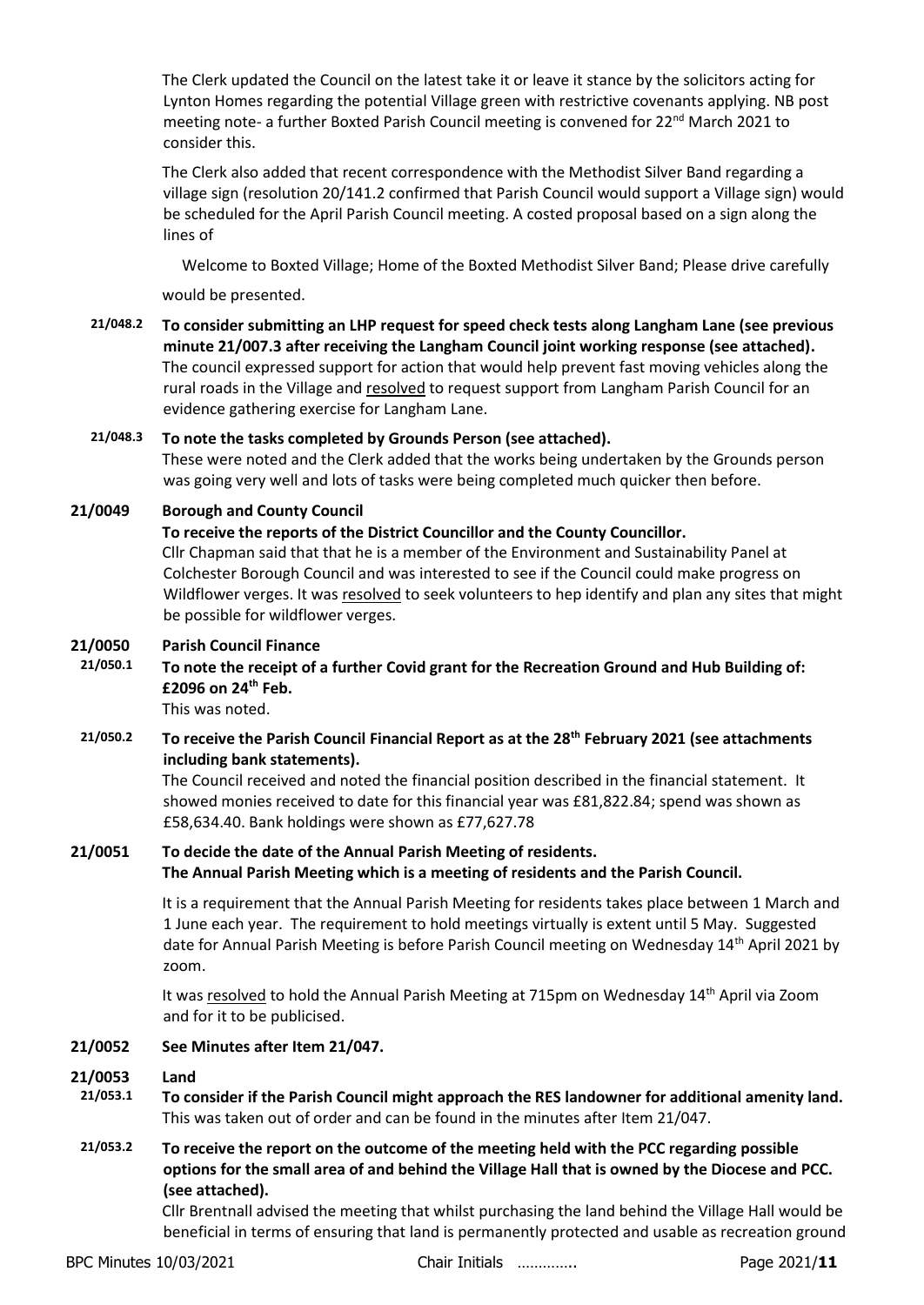The Clerk updated the Council on the latest take it or leave it stance by the solicitors acting for Lynton Homes regarding the potential Village green with restrictive covenants applying. NB post meeting note- a further Boxted Parish Council meeting is convened for 22nd March 2021 to consider this.

The Clerk also added that recent correspondence with the Methodist Silver Band regarding a village sign (resolution 20/141.2 confirmed that Parish Council would support a Village sign) would be scheduled for the April Parish Council meeting. A costed proposal based on a sign along the lines of

Welcome to Boxted Village; Home of the Boxted Methodist Silver Band; Please drive carefully

would be presented.

**21/048.2 To consider submitting an LHP request for speed check tests along Langham Lane (see previous minute 21/007.3 after receiving the Langham Council joint working response (see attached).**

The council expressed support for action that would help prevent fast moving vehicles along the rural roads in the Village and resolved to request support from Langham Parish Council for an evidence gathering exercise for Langham Lane.

**21/048.3 To note the tasks completed by Grounds Person (see attached).**

These were noted and the Clerk added that the works being undertaken by the Grounds person was going very well and lots of tasks were being completed much quicker then before.

**21/0049 Borough and County Council**

**To receive the reports of the District Councillor and the County Councillor.**

Cllr Chapman said that that he is a member of the Environment and Sustainability Panel at Colchester Borough Council and was interested to see if the Council could make progress on Wildflower verges. It was resolved to seek volunteers to hep identify and plan any sites that might be possible for wildflower verges.

**21/0050 Parish Council Finance**

**21/050.1 To note the receipt of a further Covid grant for the Recreation Ground and Hub Building of: £2096 on 24th Feb.**

This was noted.

**21/050.2 To receive the Parish Council Financial Report as at the 28th February 2021 (see attachments including bank statements).**

The Council received and noted the financial position described in the financial statement. It showed monies received to date for this financial year was £81,822.84; spend was shown as £58,634.40. Bank holdings were shown as £77,627.78

**21/0051 To decide the date of the Annual Parish Meeting of residents.**
**The Annual Parish Meeting which is a meeting of residents and the Parish Council.**

It is a requirement that the Annual Parish Meeting for residents takes place between 1 March and 1 June each year. The requirement to hold meetings virtually is extent until 5 May. Suggested date for Annual Parish Meeting is before Parish Council meeting on Wednesday 14th April 2021 by zoom.

It was resolved to hold the Annual Parish Meeting at 715pm on Wednesday 14th April via Zoom and for it to be publicised.

**21/0052 See Minutes after Item 21/047.**

**21/0053 Land**

**21/053.1 To consider if the Parish Council might approach the RES landowner for additional amenity land.**

This was taken out of order and can be found in the minutes after Item 21/047.

**21/053.2 To receive the report on the outcome of the meeting held with the PCC regarding possible options for the small area of and behind the Village Hall that is owned by the Diocese and PCC. (see attached).**

Cllr Brentnall advised the meeting that whilst purchasing the land behind the Village Hall would be beneficial in terms of ensuring that land is permanently protected and usable as recreation ground

BPC Minutes 10/03/2021 Chair Initials ………….. Page 2021/**11**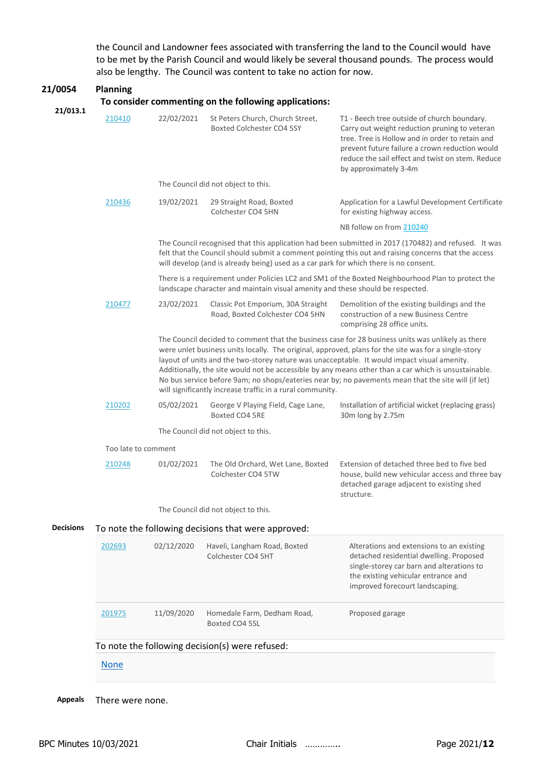the Council and Landowner fees associated with transferring the land to the Council would have to be met by the Parish Council and would likely be several thousand pounds. The process would also be lengthy. The Council was content to take no action for now.

## 21/0054 Planning

**To consider commenting on the following applications:**

**21/013.1**

| Application | Date | Location | Description |
|---|---|---|---|
| 210410 | 22/02/2021 | St Peters Church, Church Street, Boxted Colchester CO4 5SY | T1 - Beech tree outside of church boundary. Carry out weight reduction pruning to veteran tree. Tree is Hollow and in order to retain and prevent future failure a crown reduction would reduce the sail effect and twist on stem. Reduce by approximately 3-4m |

The Council did not object to this.

| Application | Date | Location | Description |
|---|---|---|---|
| 210436 | 19/02/2021 | 29 Straight Road, Boxted Colchester CO4 5HN | Application for a Lawful Development Certificate for existing highway access. NB follow on from 210240 |

The Council recognised that this application had been submitted in 2017 (170482) and refused. It was felt that the Council should submit a comment pointing this out and raising concerns that the access will develop (and is already being) used as a car park for which there is no consent.

There is a requirement under Policies LC2 and SM1 of the Boxted Neighbourhood Plan to protect the landscape character and maintain visual amenity and these should be respected.

| Application | Date | Location | Description |
|---|---|---|---|
| 210477 | 23/02/2021 | Classic Pot Emporium, 30A Straight Road, Boxted Colchester CO4 5HN | Demolition of the existing buildings and the construction of a new Business Centre comprising 28 office units. |

The Council decided to comment that the business case for 28 business units was unlikely as there were unlet business units locally. The original, approved, plans for the site was for a single-story layout of units and the two-storey nature was unacceptable. It would impact visual amenity. Additionally, the site would not be accessible by any means other than a car which is unsustainable. No bus service before 9am; no shops/eateries near by; no pavements mean that the site will (if let) will significantly increase traffic in a rural community.

| Application | Date | Location | Description |
|---|---|---|---|
| 210202 | 05/02/2021 | George V Playing Field, Cage Lane, Boxted CO4 5RE | Installation of artificial wicket (replacing grass) 30m long by 2.75m |

The Council did not object to this.

Too late to comment

| Application | Date | Location | Description |
|---|---|---|---|
| 210248 | 01/02/2021 | The Old Orchard, Wet Lane, Boxted Colchester CO4 5TW | Extension of detached three bed to five bed house, build new vehicular access and three bay detached garage adjacent to existing shed structure. |

The Council did not object to this.

**Decisions** To note the following decisions that were approved:

| Application | Date | Location | Description |
|---|---|---|---|
| 202693 | 02/12/2020 | Haveli, Langham Road, Boxted Colchester CO4 5HT | Alterations and extensions to an existing detached residential dwelling. Proposed single-storey car barn and alterations to the existing vehicular entrance and improved forecourt landscaping. |
| 201975 | 11/09/2020 | Homedale Farm, Dedham Road, Boxted CO4 5SL | Proposed garage |

To note the following decision(s) were refused:

None

**Appeals** There were none.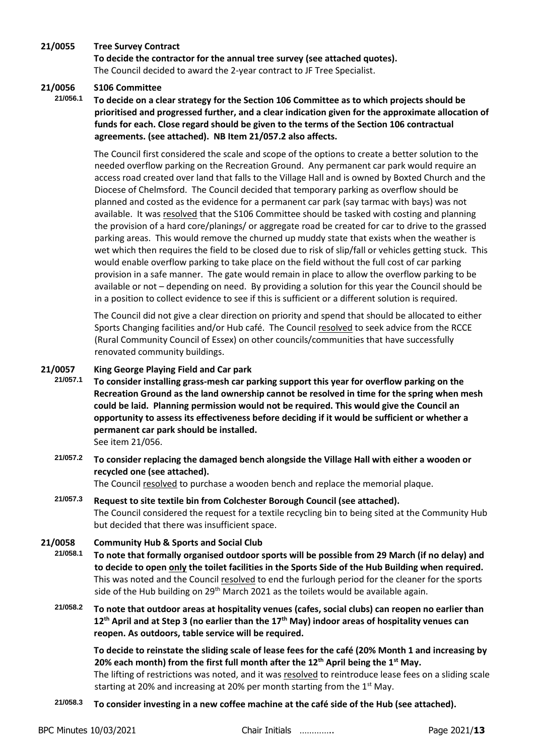**21/0055 Tree Survey Contract**

**To decide the contractor for the annual tree survey (see attached quotes).**

The Council decided to award the 2-year contract to JF Tree Specialist.

**21/0056 S106 Committee**

**21/056.1 To decide on a clear strategy for the Section 106 Committee as to which projects should be prioritised and progressed further, and a clear indication given for the approximate allocation of funds for each. Close regard should be given to the terms of the Section 106 contractual agreements. (see attached). NB Item 21/057.2 also affects.**

The Council first considered the scale and scope of the options to create a better solution to the needed overflow parking on the Recreation Ground. Any permanent car park would require an access road created over land that falls to the Village Hall and is owned by Boxted Church and the Diocese of Chelmsford. The Council decided that temporary parking as overflow should be planned and costed as the evidence for a permanent car park (say tarmac with bays) was not available. It was resolved that the S106 Committee should be tasked with costing and planning the provision of a hard core/planings/ or aggregate road be created for car to drive to the grassed parking areas. This would remove the churned up muddy state that exists when the weather is wet which then requires the field to be closed due to risk of slip/fall or vehicles getting stuck. This would enable overflow parking to take place on the field without the full cost of car parking provision in a safe manner. The gate would remain in place to allow the overflow parking to be available or not – depending on need. By providing a solution for this year the Council should be in a position to collect evidence to see if this is sufficient or a different solution is required.

The Council did not give a clear direction on priority and spend that should be allocated to either Sports Changing facilities and/or Hub café. The Council resolved to seek advice from the RCCE (Rural Community Council of Essex) on other councils/communities that have successfully renovated community buildings.

**21/0057 King George Playing Field and Car park**

**21/057.1 To consider installing grass-mesh car parking support this year for overflow parking on the Recreation Ground as the land ownership cannot be resolved in time for the spring when mesh could be laid. Planning permission would not be required. This would give the Council an opportunity to assess its effectiveness before deciding if it would be sufficient or whether a permanent car park should be installed.**

See item 21/056.

**21/057.2 To consider replacing the damaged bench alongside the Village Hall with either a wooden or recycled one (see attached).**

The Council resolved to purchase a wooden bench and replace the memorial plaque.

**21/057.3 Request to site textile bin from Colchester Borough Council (see attached).**

The Council considered the request for a textile recycling bin to being sited at the Community Hub but decided that there was insufficient space.

**21/0058 Community Hub & Sports and Social Club**

**21/058.1 To note that formally organised outdoor sports will be possible from 29 March (if no delay) and to decide to open only the toilet facilities in the Sports Side of the Hub Building when required.**

This was noted and the Council resolved to end the furlough period for the cleaner for the sports side of the Hub building on 29th March 2021 as the toilets would be available again.

**21/058.2 To note that outdoor areas at hospitality venues (cafes, social clubs) can reopen no earlier than 12th April and at Step 3 (no earlier than the 17th May) indoor areas of hospitality venues can reopen. As outdoors, table service will be required.**

**To decide to reinstate the sliding scale of lease fees for the café (20% Month 1 and increasing by 20% each month) from the first full month after the 12th April being the 1st May.**

The lifting of restrictions was noted, and it was resolved to reintroduce lease fees on a sliding scale starting at 20% and increasing at 20% per month starting from the 1st May.

**21/058.3 To consider investing in a new coffee machine at the café side of the Hub (see attached).**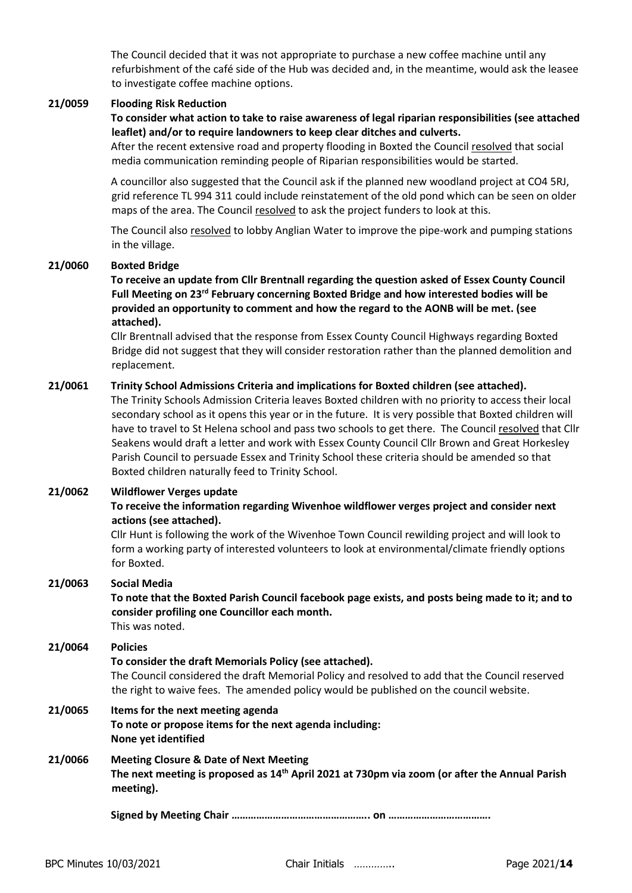The Council decided that it was not appropriate to purchase a new coffee machine until any refurbishment of the café side of the Hub was decided and, in the meantime, would ask the leasee to investigate coffee machine options.

**21/0059 Flooding Risk Reduction**

**To consider what action to take to raise awareness of legal riparian responsibilities (see attached leaflet) and/or to require landowners to keep clear ditches and culverts.**

After the recent extensive road and property flooding in Boxted the Council resolved that social media communication reminding people of Riparian responsibilities would be started.

A councillor also suggested that the Council ask if the planned new woodland project at CO4 5RJ, grid reference TL 994 311 could include reinstatement of the old pond which can be seen on older maps of the area. The Council resolved to ask the project funders to look at this.

The Council also resolved to lobby Anglian Water to improve the pipe-work and pumping stations in the village.

**21/0060 Boxted Bridge**

**To receive an update from Cllr Brentnall regarding the question asked of Essex County Council Full Meeting on 23rd February concerning Boxted Bridge and how interested bodies will be provided an opportunity to comment and how the regard to the AONB will be met. (see attached).**

Cllr Brentnall advised that the response from Essex County Council Highways regarding Boxted Bridge did not suggest that they will consider restoration rather than the planned demolition and replacement.

**21/0061 Trinity School Admissions Criteria and implications for Boxted children (see attached).**

The Trinity Schools Admission Criteria leaves Boxted children with no priority to access their local secondary school as it opens this year or in the future. It is very possible that Boxted children will have to travel to St Helena school and pass two schools to get there. The Council resolved that Cllr Seakens would draft a letter and work with Essex County Council Cllr Brown and Great Horkesley Parish Council to persuade Essex and Trinity School these criteria should be amended so that Boxted children naturally feed to Trinity School.

**21/0062 Wildflower Verges update**

**To receive the information regarding Wivenhoe wildflower verges project and consider next actions (see attached).**

Cllr Hunt is following the work of the Wivenhoe Town Council rewilding project and will look to form a working party of interested volunteers to look at environmental/climate friendly options for Boxted.

**21/0063 Social Media**

**To note that the Boxted Parish Council facebook page exists, and posts being made to it; and to consider profiling one Councillor each month.**

This was noted.

**21/0064 Policies**

**To consider the draft Memorials Policy (see attached).**

The Council considered the draft Memorial Policy and resolved to add that the Council reserved the right to waive fees. The amended policy would be published on the council website.

**21/0065 Items for the next meeting agenda**

**To note or propose items for the next agenda including:**

**None yet identified**

**21/0066 Meeting Closure & Date of Next Meeting**

**The next meeting is proposed as 14th April 2021 at 730pm via zoom (or after the Annual Parish meeting).**

**Signed by Meeting Chair ………………………………………….. on ……………………………….**

Chair Initials …………..